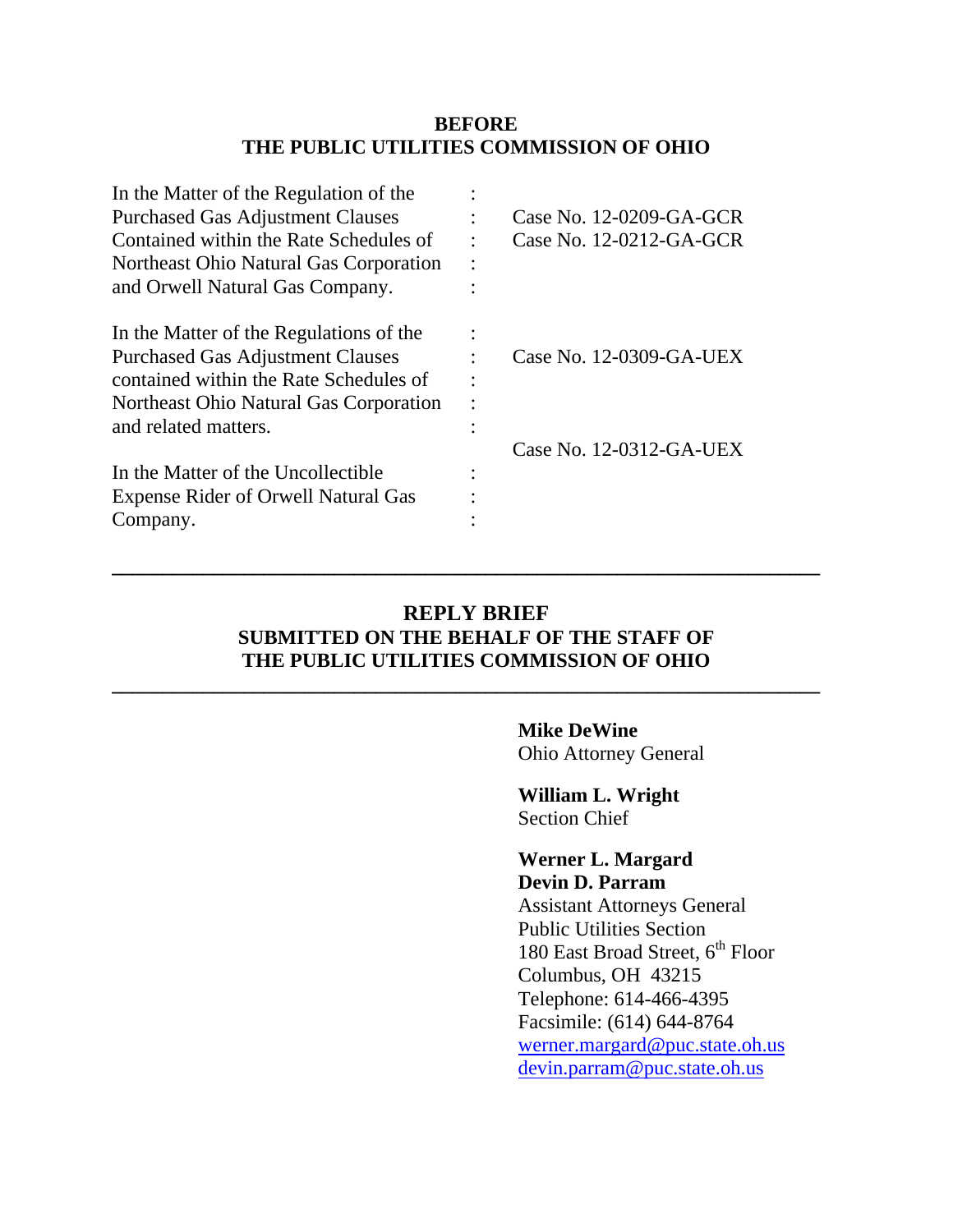**BEFORE**
**THE PUBLIC UTILITIES COMMISSION OF OHIO**

| | | |
|---|---|---|
| In the Matter of the Regulation of the Purchased Gas Adjustment Clauses Contained within the Rate Schedules of Northeast Ohio Natural Gas Corporation and Orwell Natural Gas Company. | : | Case No. 12-0209-GA-GCR<br>Case No. 12-0212-GA-GCR |
| In the Matter of the Regulations of the Purchased Gas Adjustment Clauses contained within the Rate Schedules of Northeast Ohio Natural Gas Corporation and related matters. | : | Case No. 12-0309-GA-UEX |
| In the Matter of the Uncollectible Expense Rider of Orwell Natural Gas Company. | : | Case No. 12-0312-GA-UEX |

---

# REPLY BRIEF
## SUBMITTED ON THE BEHALF OF THE STAFF OF THE PUBLIC UTILITIES COMMISSION OF OHIO

---

**Mike DeWine**
Ohio Attorney General

**William L. Wright**
Section Chief

**Werner L. Margard**
**Devin D. Parram**
Assistant Attorneys General
Public Utilities Section
180 East Broad Street, 6th Floor
Columbus, OH 43215
Telephone: 614-466-4395
Facsimile: (614) 644-8764
werner.margard@puc.state.oh.us
devin.parram@puc.state.oh.us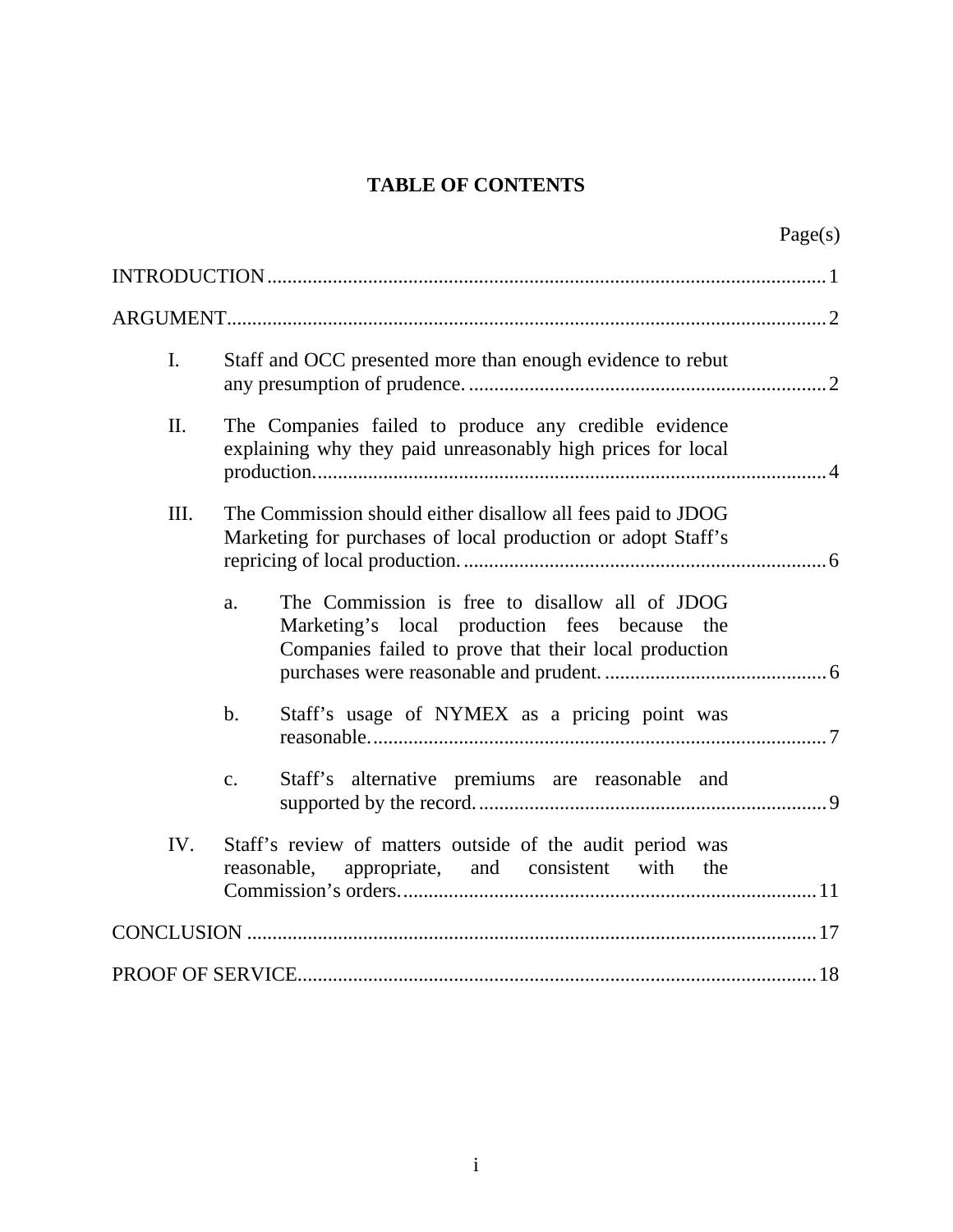# TABLE OF CONTENTS

Page(s)

INTRODUCTION .......... 1

ARGUMENT .......... 2

- I. Staff and OCC presented more than enough evidence to rebut any presumption of prudence. .......... 2
- II. The Companies failed to produce any credible evidence explaining why they paid unreasonably high prices for local production. .......... 4
- III. The Commission should either disallow all fees paid to JDOG Marketing for purchases of local production or adopt Staff's repricing of local production. .......... 6
  - a. The Commission is free to disallow all of JDOG Marketing's local production fees because the Companies failed to prove that their local production purchases were reasonable and prudent. .......... 6
  - b. Staff's usage of NYMEX as a pricing point was reasonable. .......... 7
  - c. Staff's alternative premiums are reasonable and supported by the record. .......... 9
- IV. Staff's review of matters outside of the audit period was reasonable, appropriate, and consistent with the Commission's orders. .......... 11

CONCLUSION .......... 17

PROOF OF SERVICE .......... 18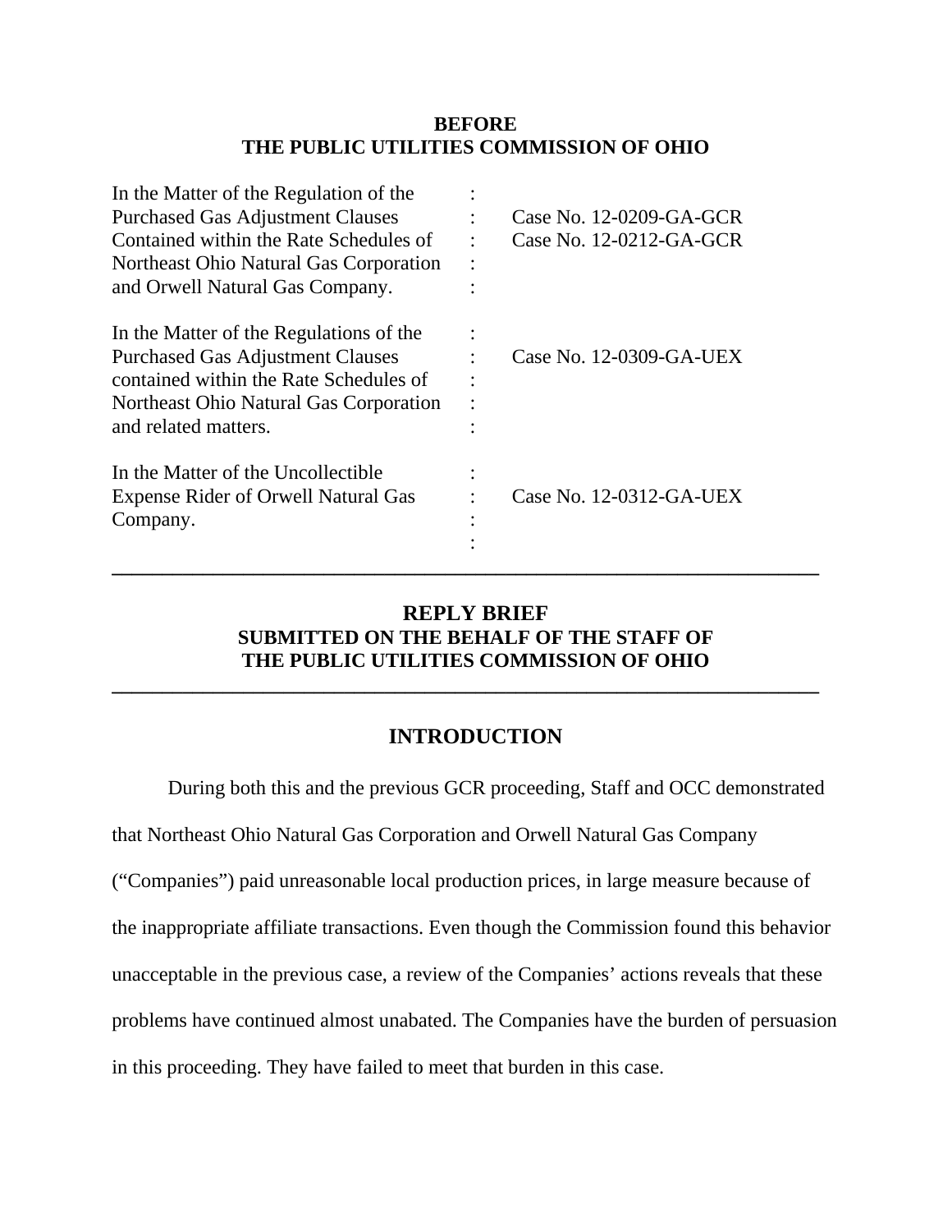**BEFORE**
**THE PUBLIC UTILITIES COMMISSION OF OHIO**

| | | |
|---|---|---|
| In the Matter of the Regulation of the Purchased Gas Adjustment Clauses Contained within the Rate Schedules of Northeast Ohio Natural Gas Corporation and Orwell Natural Gas Company. | : | Case No. 12-0209-GA-GCR<br>Case No. 12-0212-GA-GCR |
| In the Matter of the Regulations of the Purchased Gas Adjustment Clauses contained within the Rate Schedules of Northeast Ohio Natural Gas Corporation and related matters. | : | Case No. 12-0309-GA-UEX |
| In the Matter of the Uncollectible Expense Rider of Orwell Natural Gas Company. | : | Case No. 12-0312-GA-UEX |

---

# REPLY BRIEF
## SUBMITTED ON THE BEHALF OF THE STAFF OF THE PUBLIC UTILITIES COMMISSION OF OHIO

---

## INTRODUCTION

During both this and the previous GCR proceeding, Staff and OCC demonstrated that Northeast Ohio Natural Gas Corporation and Orwell Natural Gas Company ("Companies") paid unreasonable local production prices, in large measure because of the inappropriate affiliate transactions. Even though the Commission found this behavior unacceptable in the previous case, a review of the Companies' actions reveals that these problems have continued almost unabated. The Companies have the burden of persuasion in this proceeding. They have failed to meet that burden in this case.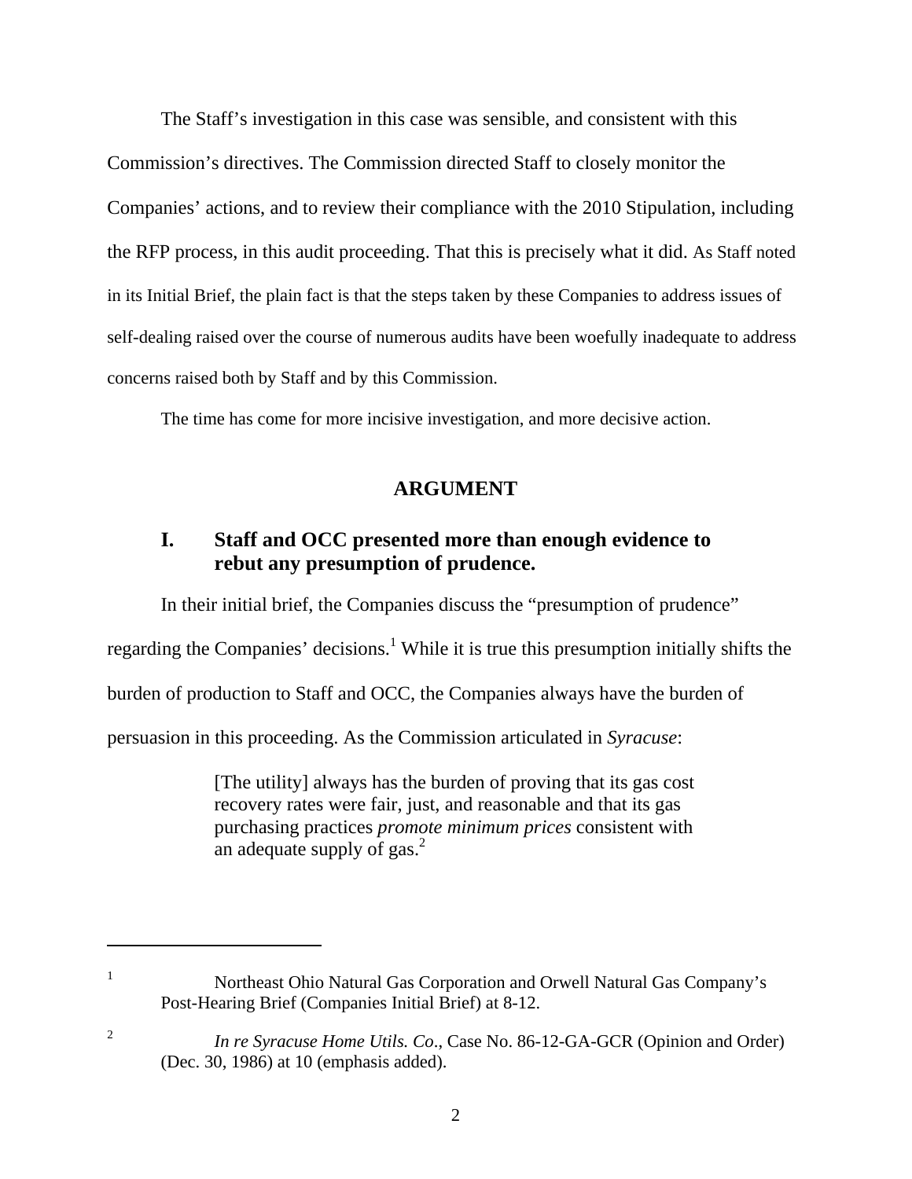The Staff's investigation in this case was sensible, and consistent with this Commission's directives. The Commission directed Staff to closely monitor the Companies' actions, and to review their compliance with the 2010 Stipulation, including the RFP process, in this audit proceeding. That this is precisely what it did. As Staff noted in its Initial Brief, the plain fact is that the steps taken by these Companies to address issues of self-dealing raised over the course of numerous audits have been woefully inadequate to address concerns raised both by Staff and by this Commission.

The time has come for more incisive investigation, and more decisive action.

## ARGUMENT

### I. Staff and OCC presented more than enough evidence to rebut any presumption of prudence.

In their initial brief, the Companies discuss the "presumption of prudence" regarding the Companies' decisions.[1] While it is true this presumption initially shifts the burden of production to Staff and OCC, the Companies always have the burden of persuasion in this proceeding. As the Commission articulated in *Syracuse*:

> [The utility] always has the burden of proving that its gas cost recovery rates were fair, just, and reasonable and that its gas purchasing practices *promote minimum prices* consistent with an adequate supply of gas.[2]

---

[1] Northeast Ohio Natural Gas Corporation and Orwell Natural Gas Company's Post-Hearing Brief (Companies Initial Brief) at 8-12.

[2] *In re Syracuse Home Utils. Co*., Case No. 86-12-GA-GCR (Opinion and Order) (Dec. 30, 1986) at 10 (emphasis added).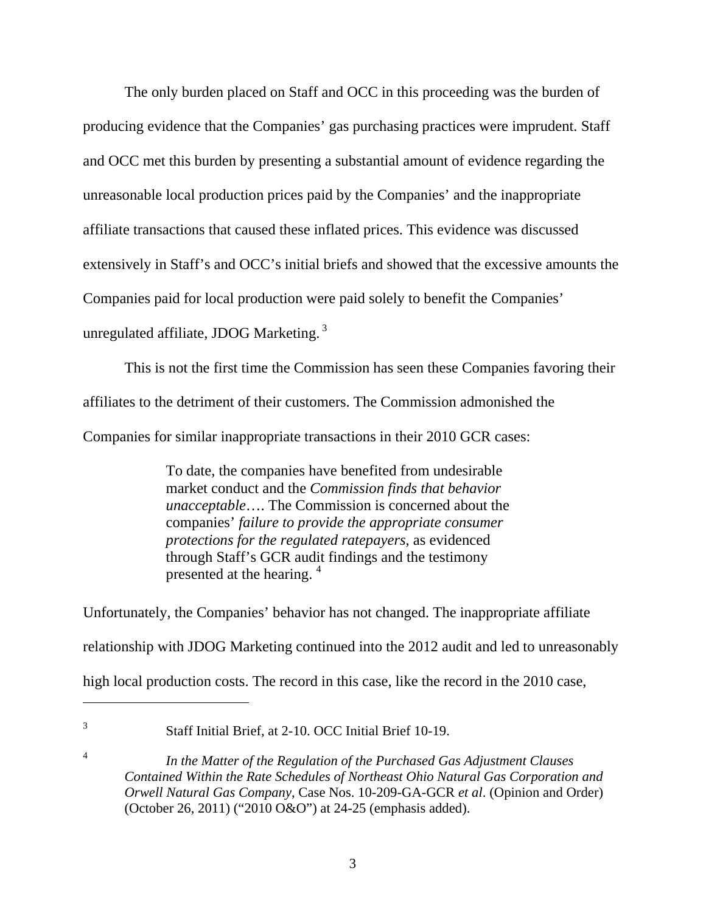The only burden placed on Staff and OCC in this proceeding was the burden of producing evidence that the Companies' gas purchasing practices were imprudent. Staff and OCC met this burden by presenting a substantial amount of evidence regarding the unreasonable local production prices paid by the Companies' and the inappropriate affiliate transactions that caused these inflated prices. This evidence was discussed extensively in Staff's and OCC's initial briefs and showed that the excessive amounts the Companies paid for local production were paid solely to benefit the Companies' unregulated affiliate, JDOG Marketing. [3]

This is not the first time the Commission has seen these Companies favoring their affiliates to the detriment of their customers. The Commission admonished the Companies for similar inappropriate transactions in their 2010 GCR cases:

> To date, the companies have benefited from undesirable market conduct and the *Commission finds that behavior unacceptable*…. The Commission is concerned about the companies' *failure to provide the appropriate consumer protections for the regulated ratepayers*, as evidenced through Staff's GCR audit findings and the testimony presented at the hearing. [4]

Unfortunately, the Companies' behavior has not changed. The inappropriate affiliate relationship with JDOG Marketing continued into the 2012 audit and led to unreasonably high local production costs. The record in this case, like the record in the 2010 case,

---

[3] Staff Initial Brief, at 2-10. OCC Initial Brief 10-19.

[4] *In the Matter of the Regulation of the Purchased Gas Adjustment Clauses Contained Within the Rate Schedules of Northeast Ohio Natural Gas Corporation and Orwell Natural Gas Company*, Case Nos. 10-209-GA-GCR *et al*. (Opinion and Order) (October 26, 2011) ("2010 O&O") at 24-25 (emphasis added).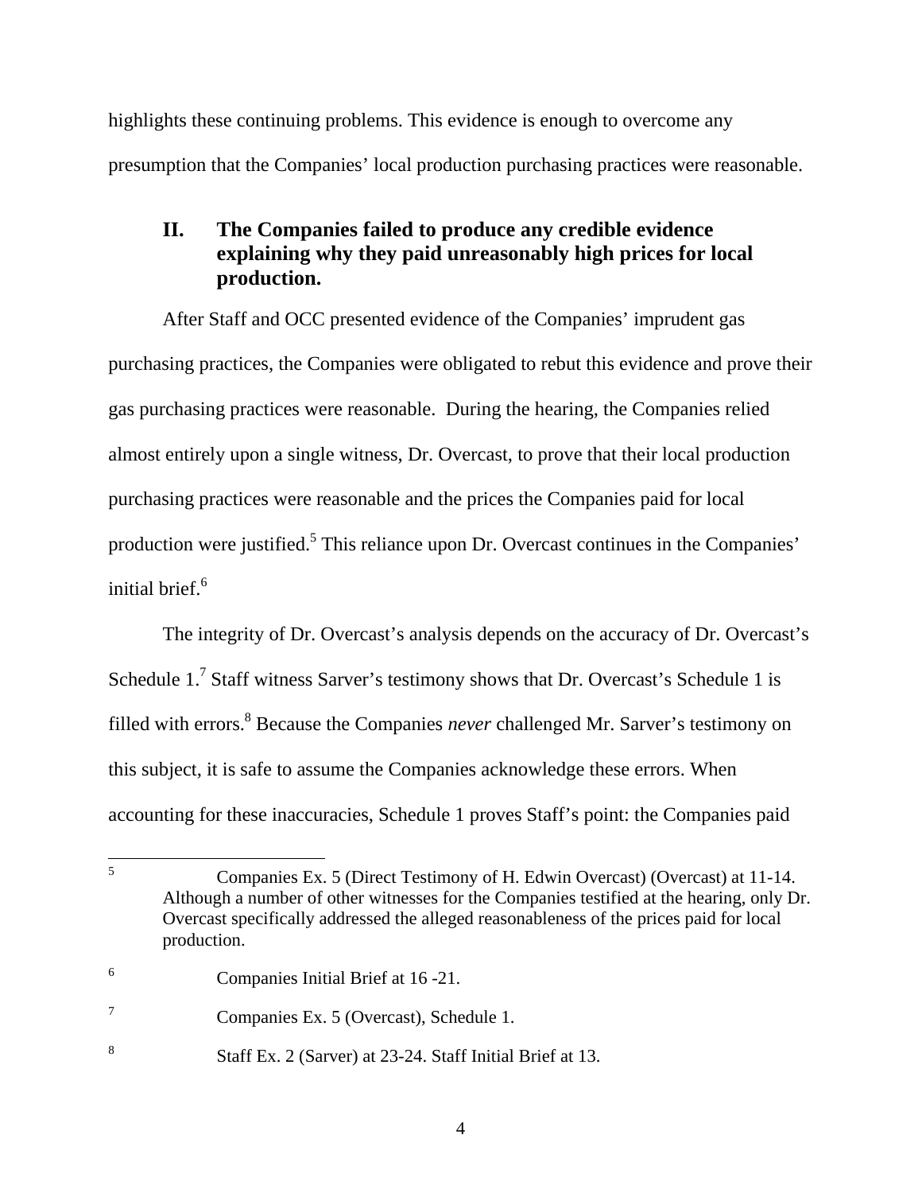highlights these continuing problems. This evidence is enough to overcome any presumption that the Companies' local production purchasing practices were reasonable.

## II. The Companies failed to produce any credible evidence explaining why they paid unreasonably high prices for local production.

After Staff and OCC presented evidence of the Companies' imprudent gas purchasing practices, the Companies were obligated to rebut this evidence and prove their gas purchasing practices were reasonable. During the hearing, the Companies relied almost entirely upon a single witness, Dr. Overcast, to prove that their local production purchasing practices were reasonable and the prices the Companies paid for local production were justified.[5] This reliance upon Dr. Overcast continues in the Companies' initial brief.[6]

The integrity of Dr. Overcast's analysis depends on the accuracy of Dr. Overcast's Schedule 1.[7] Staff witness Sarver's testimony shows that Dr. Overcast's Schedule 1 is filled with errors.[8] Because the Companies *never* challenged Mr. Sarver's testimony on this subject, it is safe to assume the Companies acknowledge these errors. When accounting for these inaccuracies, Schedule 1 proves Staff's point: the Companies paid

---

[5] Companies Ex. 5 (Direct Testimony of H. Edwin Overcast) (Overcast) at 11-14. Although a number of other witnesses for the Companies testified at the hearing, only Dr. Overcast specifically addressed the alleged reasonableness of the prices paid for local production.

[6] Companies Initial Brief at 16 -21.

[7] Companies Ex. 5 (Overcast), Schedule 1.

[8] Staff Ex. 2 (Sarver) at 23-24. Staff Initial Brief at 13.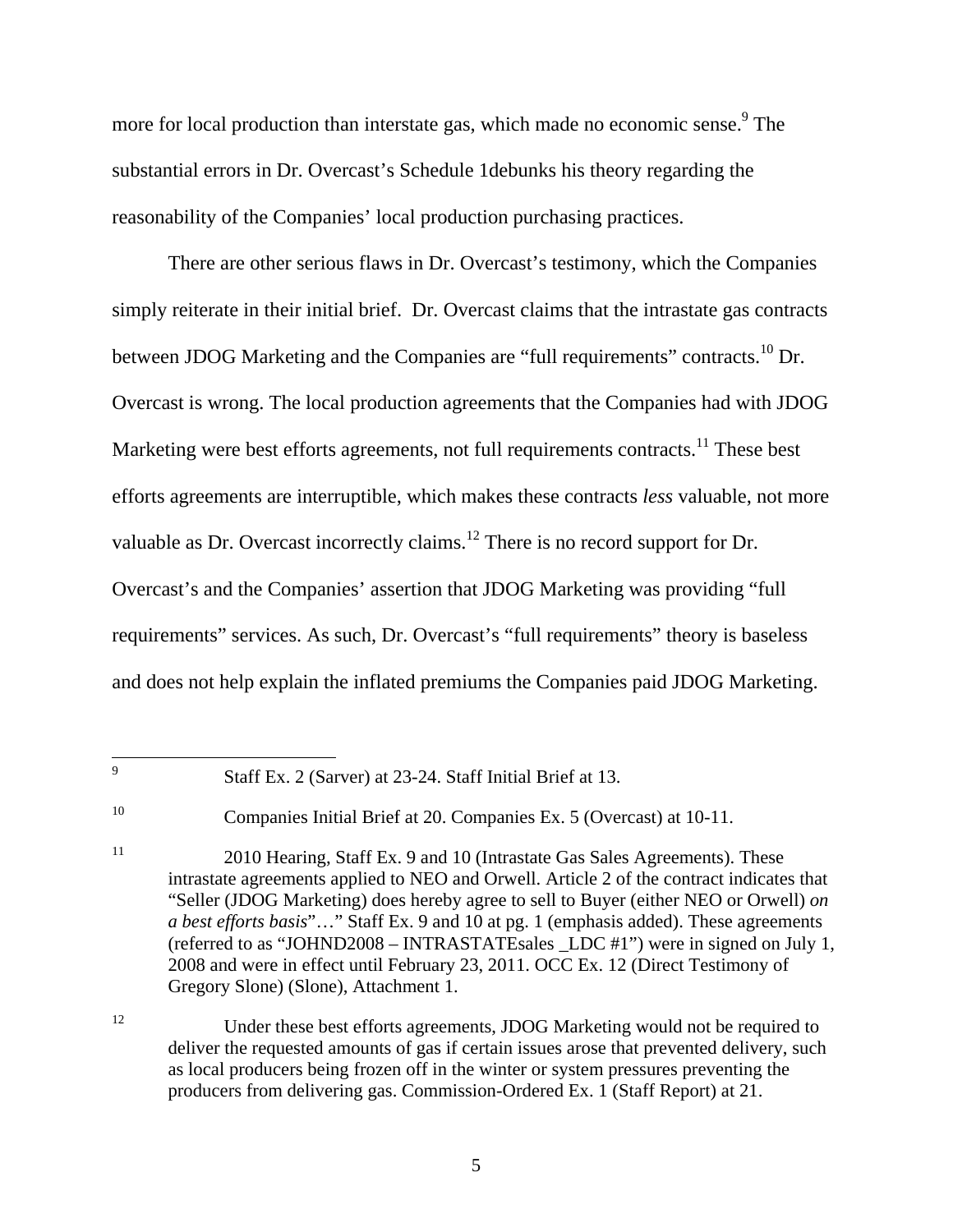more for local production than interstate gas, which made no economic sense.[9] The substantial errors in Dr. Overcast's Schedule 1debunks his theory regarding the reasonability of the Companies' local production purchasing practices.

There are other serious flaws in Dr. Overcast's testimony, which the Companies simply reiterate in their initial brief. Dr. Overcast claims that the intrastate gas contracts between JDOG Marketing and the Companies are "full requirements" contracts.[10] Dr. Overcast is wrong. The local production agreements that the Companies had with JDOG Marketing were best efforts agreements, not full requirements contracts.[11] These best efforts agreements are interruptible, which makes these contracts *less* valuable, not more valuable as Dr. Overcast incorrectly claims.[12] There is no record support for Dr. Overcast's and the Companies' assertion that JDOG Marketing was providing "full requirements" services. As such, Dr. Overcast's "full requirements" theory is baseless and does not help explain the inflated premiums the Companies paid JDOG Marketing.

---

[9] Staff Ex. 2 (Sarver) at 23-24. Staff Initial Brief at 13.

[10] Companies Initial Brief at 20. Companies Ex. 5 (Overcast) at 10-11.

[11] 2010 Hearing, Staff Ex. 9 and 10 (Intrastate Gas Sales Agreements). These intrastate agreements applied to NEO and Orwell. Article 2 of the contract indicates that "Seller (JDOG Marketing) does hereby agree to sell to Buyer (either NEO or Orwell) *on a best efforts basis*"…" Staff Ex. 9 and 10 at pg. 1 (emphasis added). These agreements (referred to as "JOHND2008 – INTRASTATEsales _LDC #1") were in signed on July 1, 2008 and were in effect until February 23, 2011. OCC Ex. 12 (Direct Testimony of Gregory Slone) (Slone), Attachment 1.

[12] Under these best efforts agreements, JDOG Marketing would not be required to deliver the requested amounts of gas if certain issues arose that prevented delivery, such as local producers being frozen off in the winter or system pressures preventing the producers from delivering gas. Commission-Ordered Ex. 1 (Staff Report) at 21.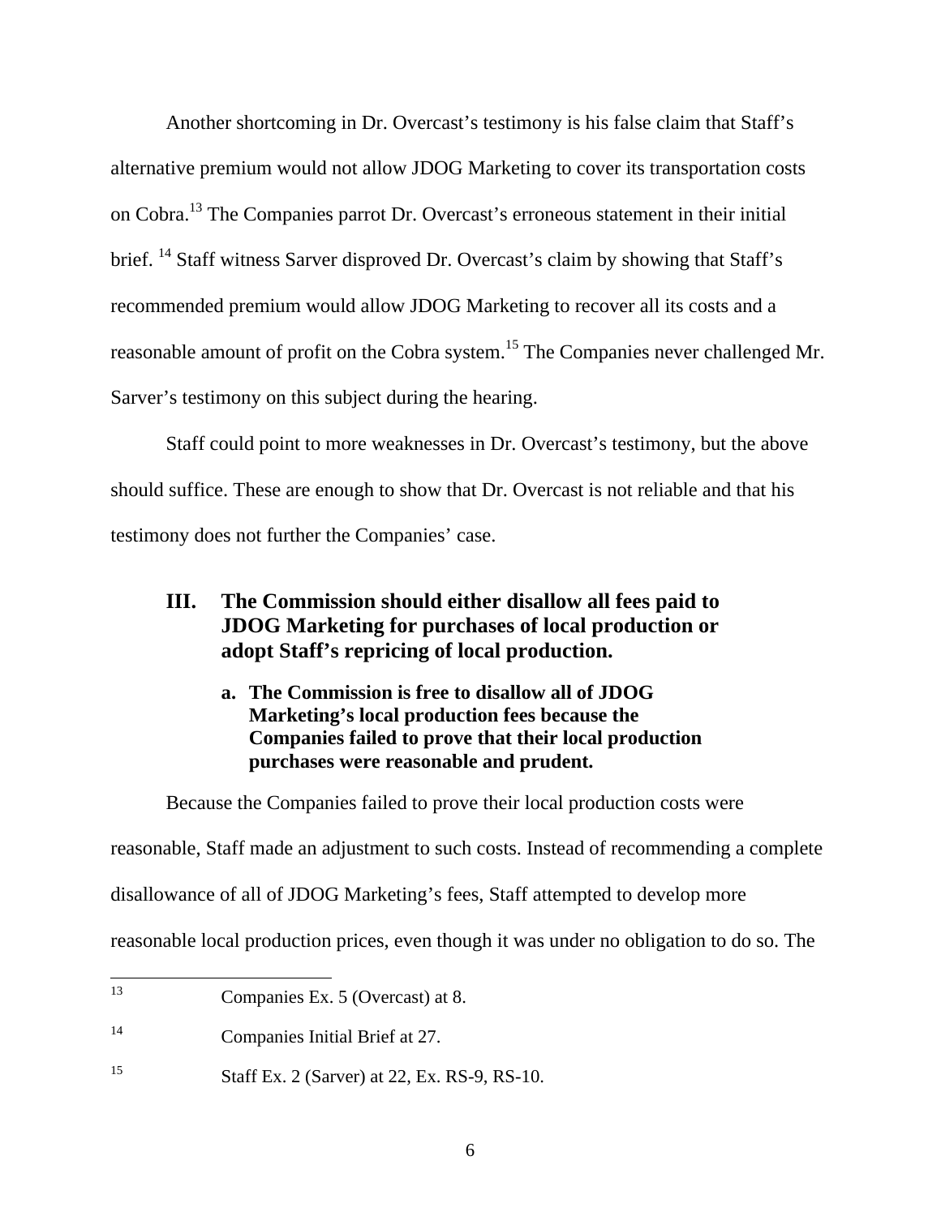Another shortcoming in Dr. Overcast's testimony is his false claim that Staff's alternative premium would not allow JDOG Marketing to cover its transportation costs on Cobra.[13] The Companies parrot Dr. Overcast's erroneous statement in their initial brief. [14] Staff witness Sarver disproved Dr. Overcast's claim by showing that Staff's recommended premium would allow JDOG Marketing to recover all its costs and a reasonable amount of profit on the Cobra system.[15] The Companies never challenged Mr. Sarver's testimony on this subject during the hearing.

Staff could point to more weaknesses in Dr. Overcast's testimony, but the above should suffice. These are enough to show that Dr. Overcast is not reliable and that his testimony does not further the Companies' case.

## III. The Commission should either disallow all fees paid to JDOG Marketing for purchases of local production or adopt Staff's repricing of local production.

### a. The Commission is free to disallow all of JDOG Marketing's local production fees because the Companies failed to prove that their local production purchases were reasonable and prudent.

Because the Companies failed to prove their local production costs were reasonable, Staff made an adjustment to such costs. Instead of recommending a complete disallowance of all of JDOG Marketing's fees, Staff attempted to develop more reasonable local production prices, even though it was under no obligation to do so. The

---

[13] Companies Ex. 5 (Overcast) at 8.

[14] Companies Initial Brief at 27.

[15] Staff Ex. 2 (Sarver) at 22, Ex. RS-9, RS-10.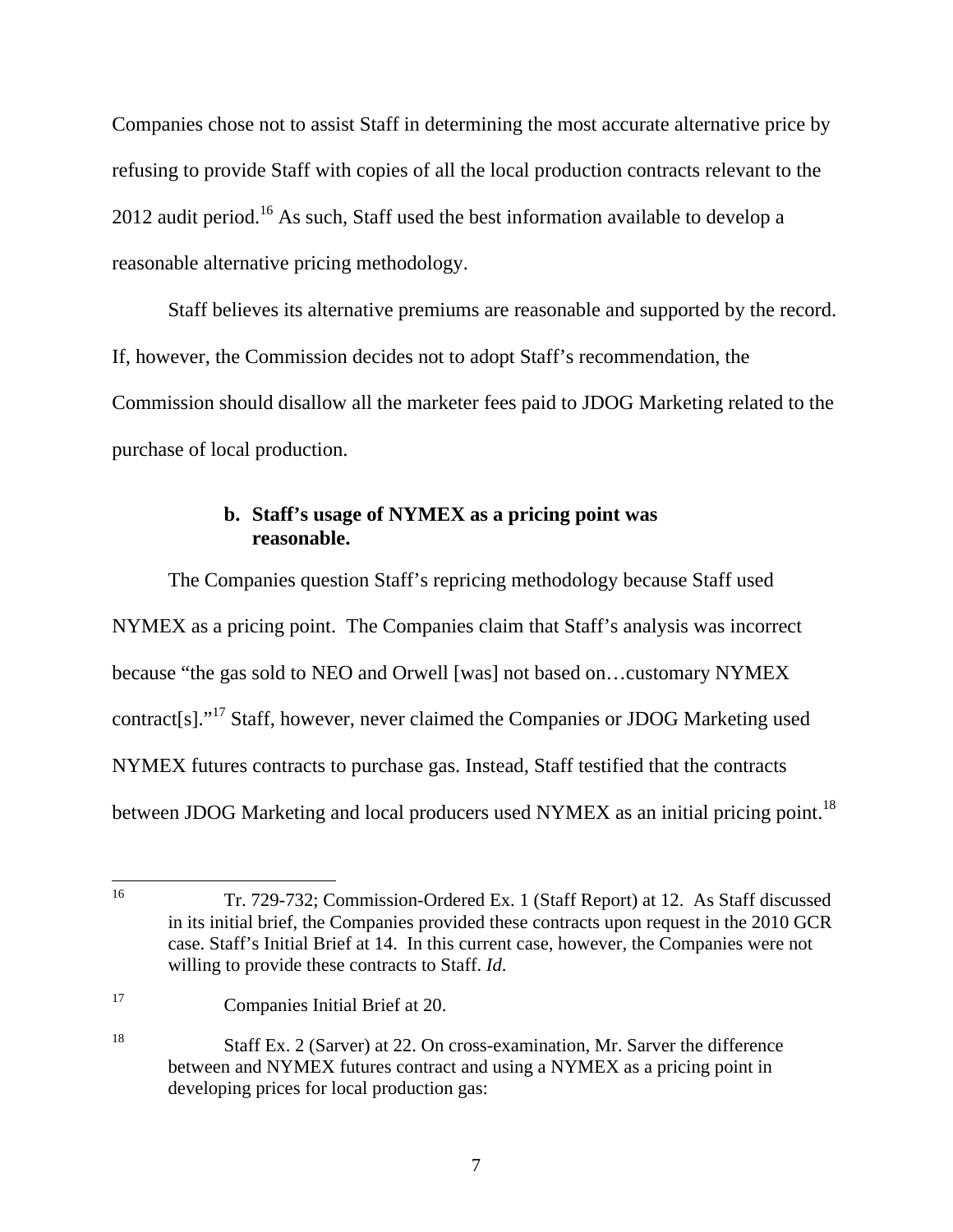Companies chose not to assist Staff in determining the most accurate alternative price by refusing to provide Staff with copies of all the local production contracts relevant to the 2012 audit period.[16] As such, Staff used the best information available to develop a reasonable alternative pricing methodology.

Staff believes its alternative premiums are reasonable and supported by the record. If, however, the Commission decides not to adopt Staff's recommendation, the Commission should disallow all the marketer fees paid to JDOG Marketing related to the purchase of local production.

**b. Staff's usage of NYMEX as a pricing point was reasonable.**

The Companies question Staff's repricing methodology because Staff used NYMEX as a pricing point. The Companies claim that Staff's analysis was incorrect because "the gas sold to NEO and Orwell [was] not based on…customary NYMEX contract[s]."[17] Staff, however, never claimed the Companies or JDOG Marketing used NYMEX futures contracts to purchase gas. Instead, Staff testified that the contracts between JDOG Marketing and local producers used NYMEX as an initial pricing point.[18]

---

[16] Tr. 729-732; Commission-Ordered Ex. 1 (Staff Report) at 12. As Staff discussed in its initial brief, the Companies provided these contracts upon request in the 2010 GCR case. Staff's Initial Brief at 14. In this current case, however, the Companies were not willing to provide these contracts to Staff. *Id.*

[17] Companies Initial Brief at 20.

[18] Staff Ex. 2 (Sarver) at 22. On cross-examination, Mr. Sarver the difference between and NYMEX futures contract and using a NYMEX as a pricing point in developing prices for local production gas: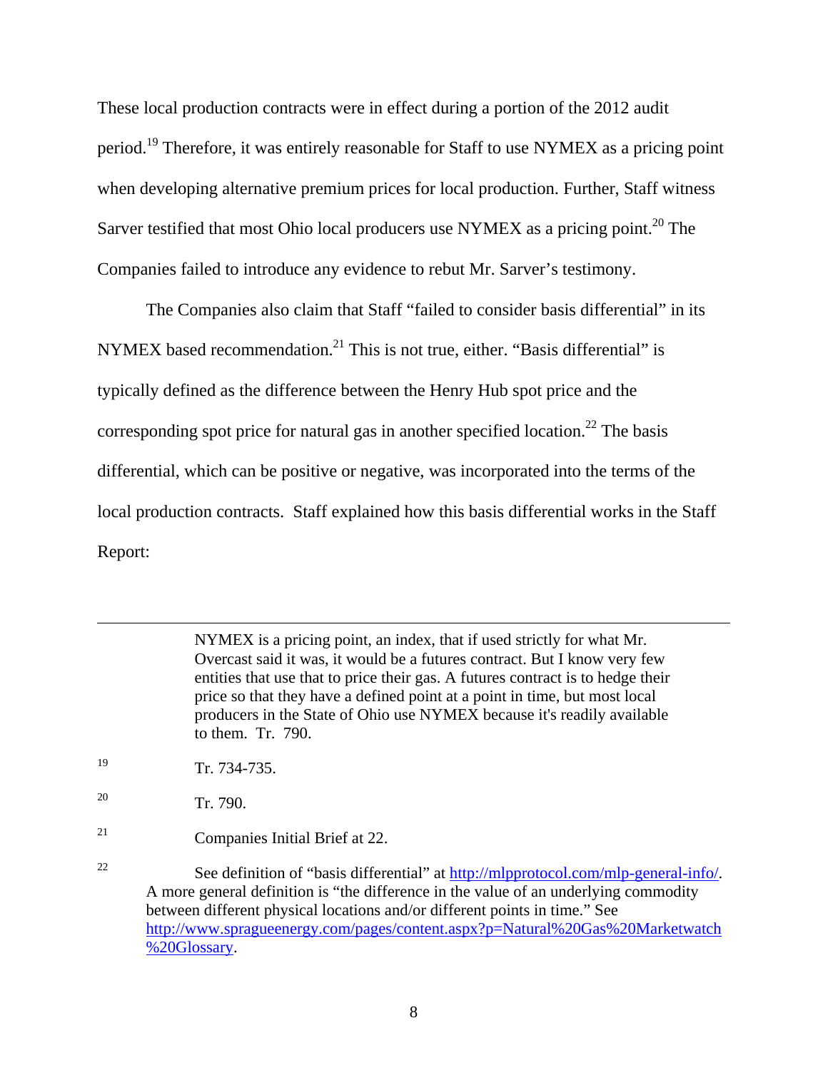These local production contracts were in effect during a portion of the 2012 audit period.[19] Therefore, it was entirely reasonable for Staff to use NYMEX as a pricing point when developing alternative premium prices for local production. Further, Staff witness Sarver testified that most Ohio local producers use NYMEX as a pricing point.[20] The Companies failed to introduce any evidence to rebut Mr. Sarver's testimony.

The Companies also claim that Staff "failed to consider basis differential" in its NYMEX based recommendation.[21] This is not true, either. "Basis differential" is typically defined as the difference between the Henry Hub spot price and the corresponding spot price for natural gas in another specified location.[22] The basis differential, which can be positive or negative, was incorporated into the terms of the local production contracts. Staff explained how this basis differential works in the Staff Report:

---

> NYMEX is a pricing point, an index, that if used strictly for what Mr. Overcast said it was, it would be a futures contract. But I know very few entities that use that to price their gas. A futures contract is to hedge their price so that they have a defined point at a point in time, but most local producers in the State of Ohio use NYMEX because it's readily available to them. Tr. 790.

[19] Tr. 734-735.

[20] Tr. 790.

[21] Companies Initial Brief at 22.

[22] See definition of "basis differential" at http://mlpprotocol.com/mlp-general-info/. A more general definition is "the difference in the value of an underlying commodity between different physical locations and/or different points in time." See http://www.spragueenergy.com/pages/content.aspx?p=Natural%20Gas%20Marketwatch%20Glossary.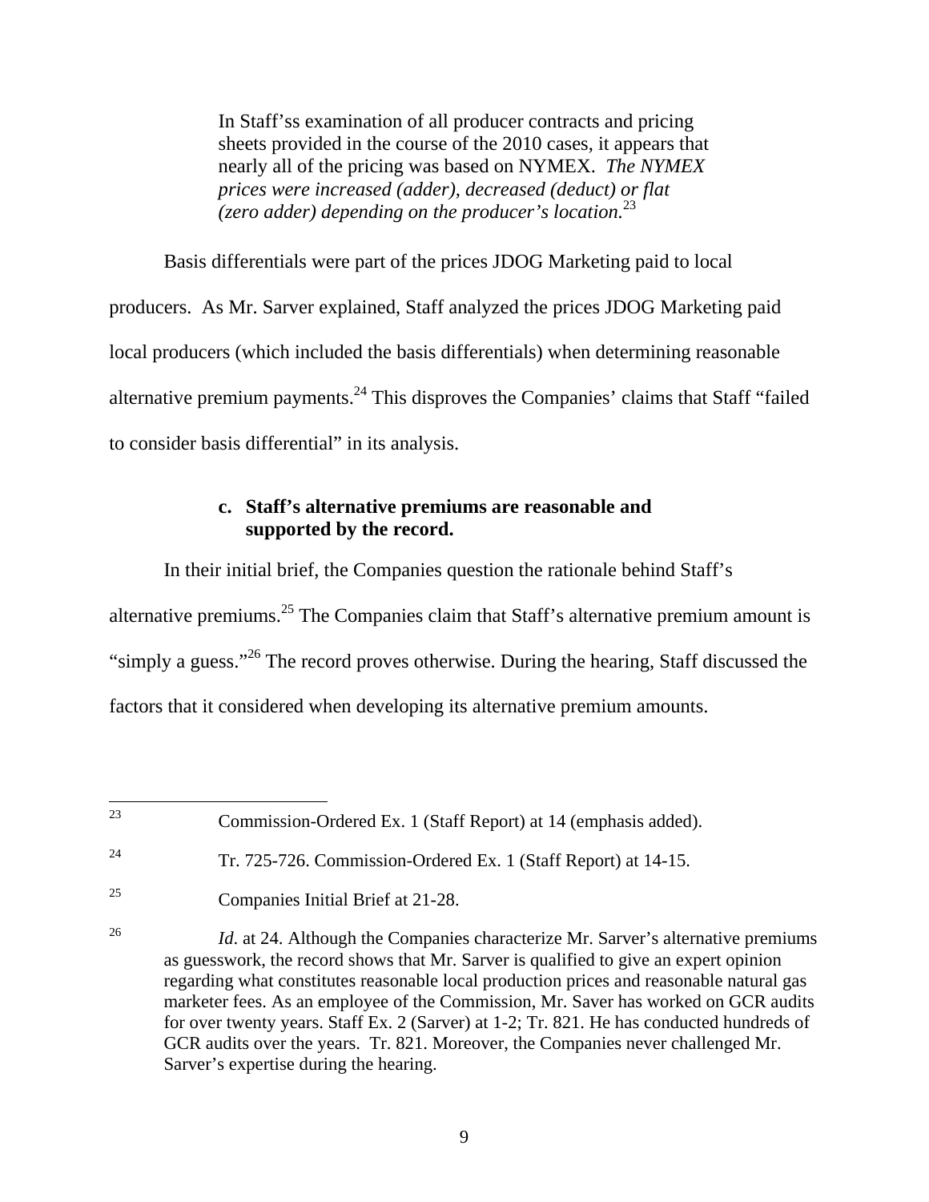> In Staff'ss examination of all producer contracts and pricing sheets provided in the course of the 2010 cases, it appears that nearly all of the pricing was based on NYMEX. *The NYMEX prices were increased (adder), decreased (deduct) or flat (zero adder) depending on the producer's location.*[23]

Basis differentials were part of the prices JDOG Marketing paid to local producers. As Mr. Sarver explained, Staff analyzed the prices JDOG Marketing paid local producers (which included the basis differentials) when determining reasonable alternative premium payments.[24] This disproves the Companies' claims that Staff "failed to consider basis differential" in its analysis.

**c. Staff's alternative premiums are reasonable and supported by the record.**

In their initial brief, the Companies question the rationale behind Staff's alternative premiums.[25] The Companies claim that Staff's alternative premium amount is "simply a guess."[26] The record proves otherwise. During the hearing, Staff discussed the factors that it considered when developing its alternative premium amounts.

---

[23] Commission-Ordered Ex. 1 (Staff Report) at 14 (emphasis added).

[24] Tr. 725-726. Commission-Ordered Ex. 1 (Staff Report) at 14-15.

[25] Companies Initial Brief at 21-28.

[26] *Id.* at 24. Although the Companies characterize Mr. Sarver's alternative premiums as guesswork, the record shows that Mr. Sarver is qualified to give an expert opinion regarding what constitutes reasonable local production prices and reasonable natural gas marketer fees. As an employee of the Commission, Mr. Saver has worked on GCR audits for over twenty years. Staff Ex. 2 (Sarver) at 1-2; Tr. 821. He has conducted hundreds of GCR audits over the years. Tr. 821. Moreover, the Companies never challenged Mr. Sarver's expertise during the hearing.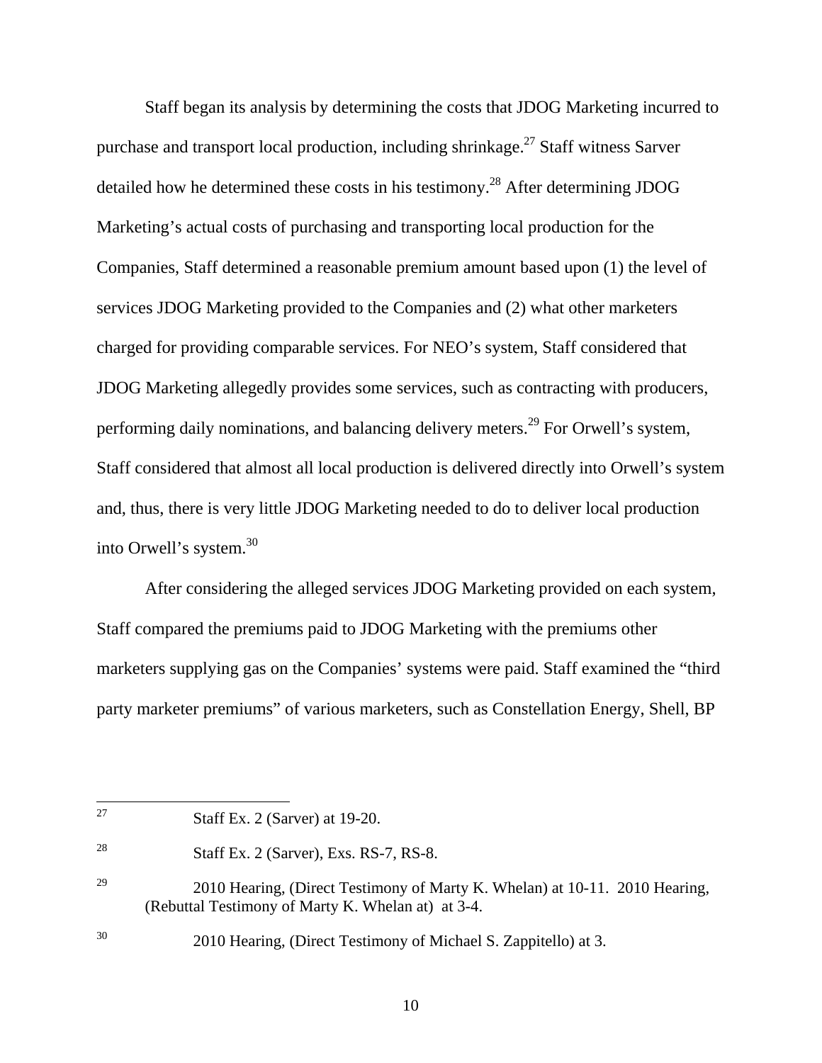Staff began its analysis by determining the costs that JDOG Marketing incurred to purchase and transport local production, including shrinkage.[27] Staff witness Sarver detailed how he determined these costs in his testimony.[28] After determining JDOG Marketing's actual costs of purchasing and transporting local production for the Companies, Staff determined a reasonable premium amount based upon (1) the level of services JDOG Marketing provided to the Companies and (2) what other marketers charged for providing comparable services. For NEO's system, Staff considered that JDOG Marketing allegedly provides some services, such as contracting with producers, performing daily nominations, and balancing delivery meters.[29] For Orwell's system, Staff considered that almost all local production is delivered directly into Orwell's system and, thus, there is very little JDOG Marketing needed to do to deliver local production into Orwell's system.[30]

After considering the alleged services JDOG Marketing provided on each system, Staff compared the premiums paid to JDOG Marketing with the premiums other marketers supplying gas on the Companies' systems were paid. Staff examined the "third party marketer premiums" of various marketers, such as Constellation Energy, Shell, BP

---

[27] Staff Ex. 2 (Sarver) at 19-20.

[28] Staff Ex. 2 (Sarver), Exs. RS-7, RS-8.

[29] 2010 Hearing, (Direct Testimony of Marty K. Whelan) at 10-11. 2010 Hearing, (Rebuttal Testimony of Marty K. Whelan at) at 3-4.

[30] 2010 Hearing, (Direct Testimony of Michael S. Zappitello) at 3.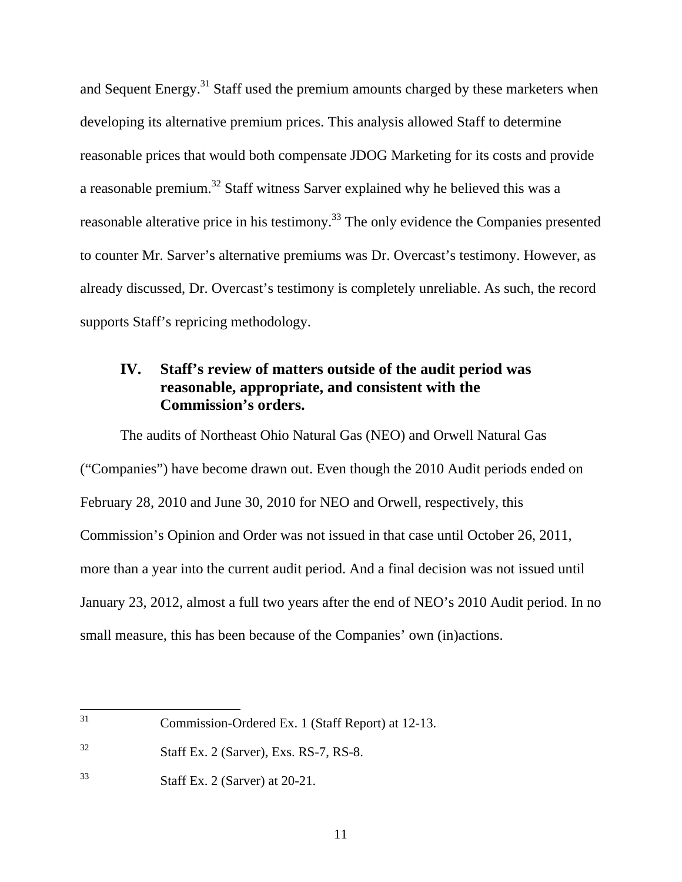and Sequent Energy.[31] Staff used the premium amounts charged by these marketers when developing its alternative premium prices. This analysis allowed Staff to determine reasonable prices that would both compensate JDOG Marketing for its costs and provide a reasonable premium.[32] Staff witness Sarver explained why he believed this was a reasonable alterative price in his testimony.[33] The only evidence the Companies presented to counter Mr. Sarver's alternative premiums was Dr. Overcast's testimony. However, as already discussed, Dr. Overcast's testimony is completely unreliable. As such, the record supports Staff's repricing methodology.

## IV. Staff's review of matters outside of the audit period was reasonable, appropriate, and consistent with the Commission's orders.

The audits of Northeast Ohio Natural Gas (NEO) and Orwell Natural Gas ("Companies") have become drawn out. Even though the 2010 Audit periods ended on February 28, 2010 and June 30, 2010 for NEO and Orwell, respectively, this Commission's Opinion and Order was not issued in that case until October 26, 2011, more than a year into the current audit period. And a final decision was not issued until January 23, 2012, almost a full two years after the end of NEO's 2010 Audit period. In no small measure, this has been because of the Companies' own (in)actions.

---

[31] Commission-Ordered Ex. 1 (Staff Report) at 12-13.

[32] Staff Ex. 2 (Sarver), Exs. RS-7, RS-8.

[33] Staff Ex. 2 (Sarver) at 20-21.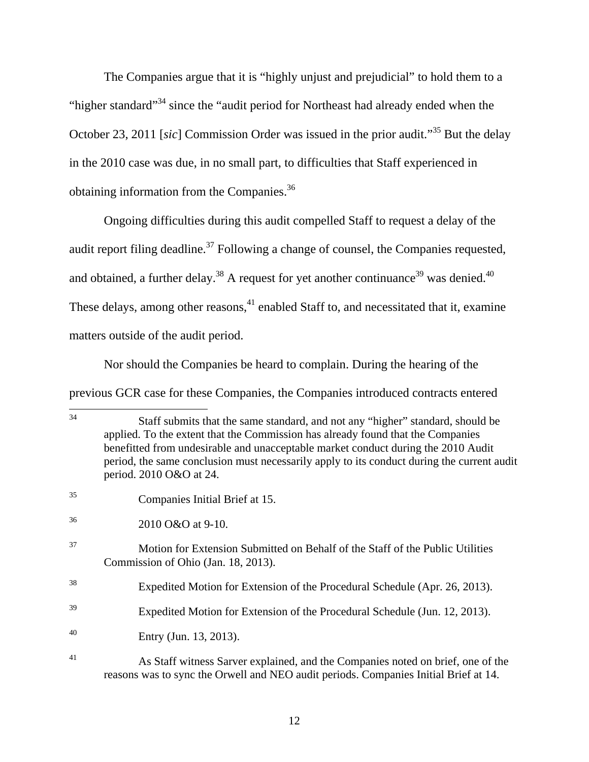The Companies argue that it is "highly unjust and prejudicial" to hold them to a "higher standard"[34] since the "audit period for Northeast had already ended when the October 23, 2011 [*sic*] Commission Order was issued in the prior audit."[35] But the delay in the 2010 case was due, in no small part, to difficulties that Staff experienced in obtaining information from the Companies.[36]

Ongoing difficulties during this audit compelled Staff to request a delay of the audit report filing deadline.[37] Following a change of counsel, the Companies requested, and obtained, a further delay.[38] A request for yet another continuance[39] was denied.[40] These delays, among other reasons,[41] enabled Staff to, and necessitated that it, examine matters outside of the audit period.

Nor should the Companies be heard to complain. During the hearing of the previous GCR case for these Companies, the Companies introduced contracts entered

---

[34] Staff submits that the same standard, and not any "higher" standard, should be applied. To the extent that the Commission has already found that the Companies benefitted from undesirable and unacceptable market conduct during the 2010 Audit period, the same conclusion must necessarily apply to its conduct during the current audit period. 2010 O&O at 24.

[35] Companies Initial Brief at 15.

[36] 2010 O&O at 9-10.

[37] Motion for Extension Submitted on Behalf of the Staff of the Public Utilities Commission of Ohio (Jan. 18, 2013).

[38] Expedited Motion for Extension of the Procedural Schedule (Apr. 26, 2013).

[39] Expedited Motion for Extension of the Procedural Schedule (Jun. 12, 2013).

[40] Entry (Jun. 13, 2013).

[41] As Staff witness Sarver explained, and the Companies noted on brief, one of the reasons was to sync the Orwell and NEO audit periods. Companies Initial Brief at 14.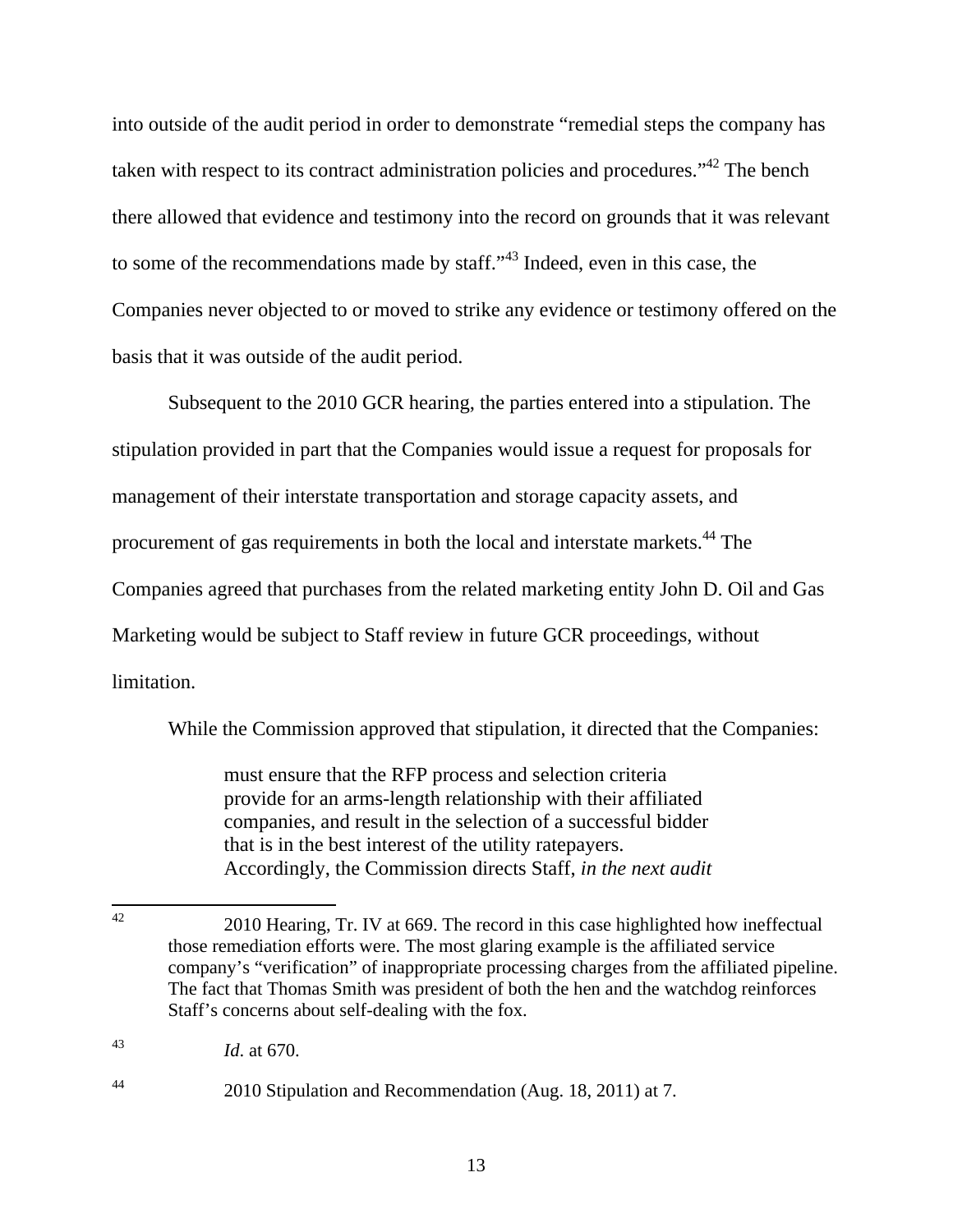into outside of the audit period in order to demonstrate "remedial steps the company has taken with respect to its contract administration policies and procedures."[42] The bench there allowed that evidence and testimony into the record on grounds that it was relevant to some of the recommendations made by staff."[43] Indeed, even in this case, the Companies never objected to or moved to strike any evidence or testimony offered on the basis that it was outside of the audit period.

Subsequent to the 2010 GCR hearing, the parties entered into a stipulation. The stipulation provided in part that the Companies would issue a request for proposals for management of their interstate transportation and storage capacity assets, and procurement of gas requirements in both the local and interstate markets.[44] The Companies agreed that purchases from the related marketing entity John D. Oil and Gas Marketing would be subject to Staff review in future GCR proceedings, without limitation.

While the Commission approved that stipulation, it directed that the Companies:

> must ensure that the RFP process and selection criteria provide for an arms-length relationship with their affiliated companies, and result in the selection of a successful bidder that is in the best interest of the utility ratepayers. Accordingly, the Commission directs Staff, *in the next audit*

---

[42] 2010 Hearing, Tr. IV at 669. The record in this case highlighted how ineffectual those remediation efforts were. The most glaring example is the affiliated service company's "verification" of inappropriate processing charges from the affiliated pipeline. The fact that Thomas Smith was president of both the hen and the watchdog reinforces Staff's concerns about self-dealing with the fox.

[43] *Id.* at 670.

[44] 2010 Stipulation and Recommendation (Aug. 18, 2011) at 7.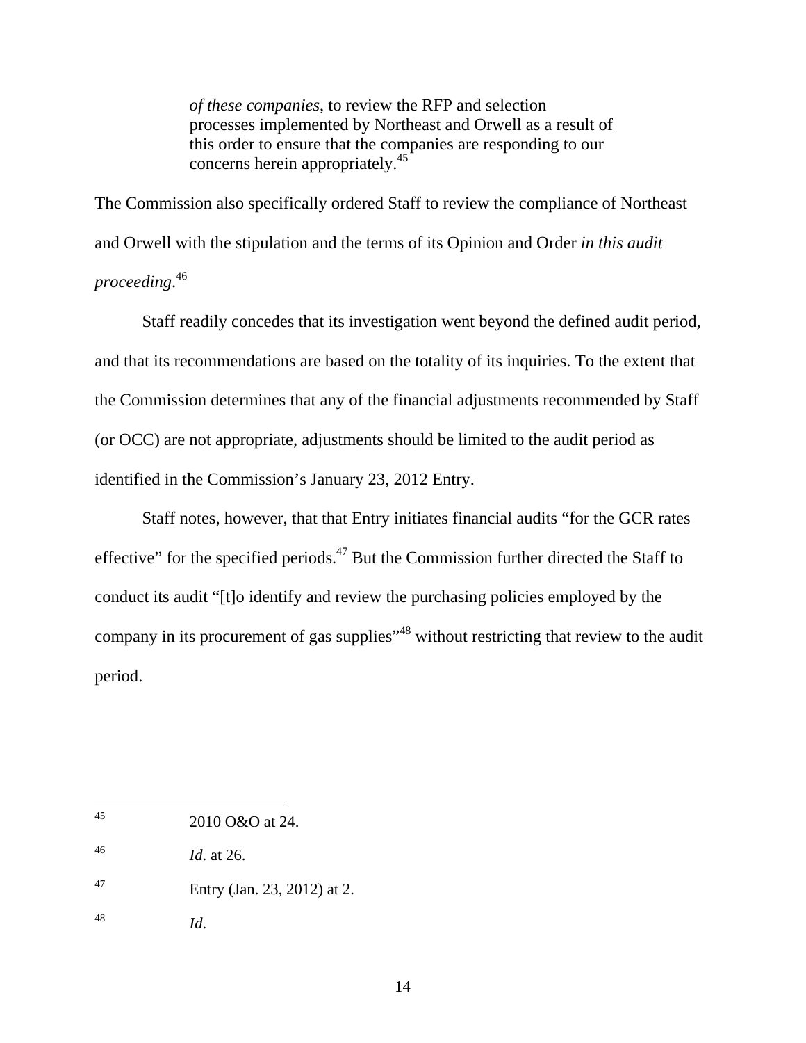> *of these companies*, to review the RFP and selection processes implemented by Northeast and Orwell as a result of this order to ensure that the companies are responding to our concerns herein appropriately.[45]

The Commission also specifically ordered Staff to review the compliance of Northeast and Orwell with the stipulation and the terms of its Opinion and Order *in this audit proceeding*.[46]

Staff readily concedes that its investigation went beyond the defined audit period, and that its recommendations are based on the totality of its inquiries. To the extent that the Commission determines that any of the financial adjustments recommended by Staff (or OCC) are not appropriate, adjustments should be limited to the audit period as identified in the Commission's January 23, 2012 Entry.

Staff notes, however, that that Entry initiates financial audits "for the GCR rates effective" for the specified periods.[47] But the Commission further directed the Staff to conduct its audit "[t]o identify and review the purchasing policies employed by the company in its procurement of gas supplies"[48] without restricting that review to the audit period.

---

[45] 2010 O&O at 24.

[46] *Id*. at 26.

[47] Entry (Jan. 23, 2012) at 2.

[48] *Id*.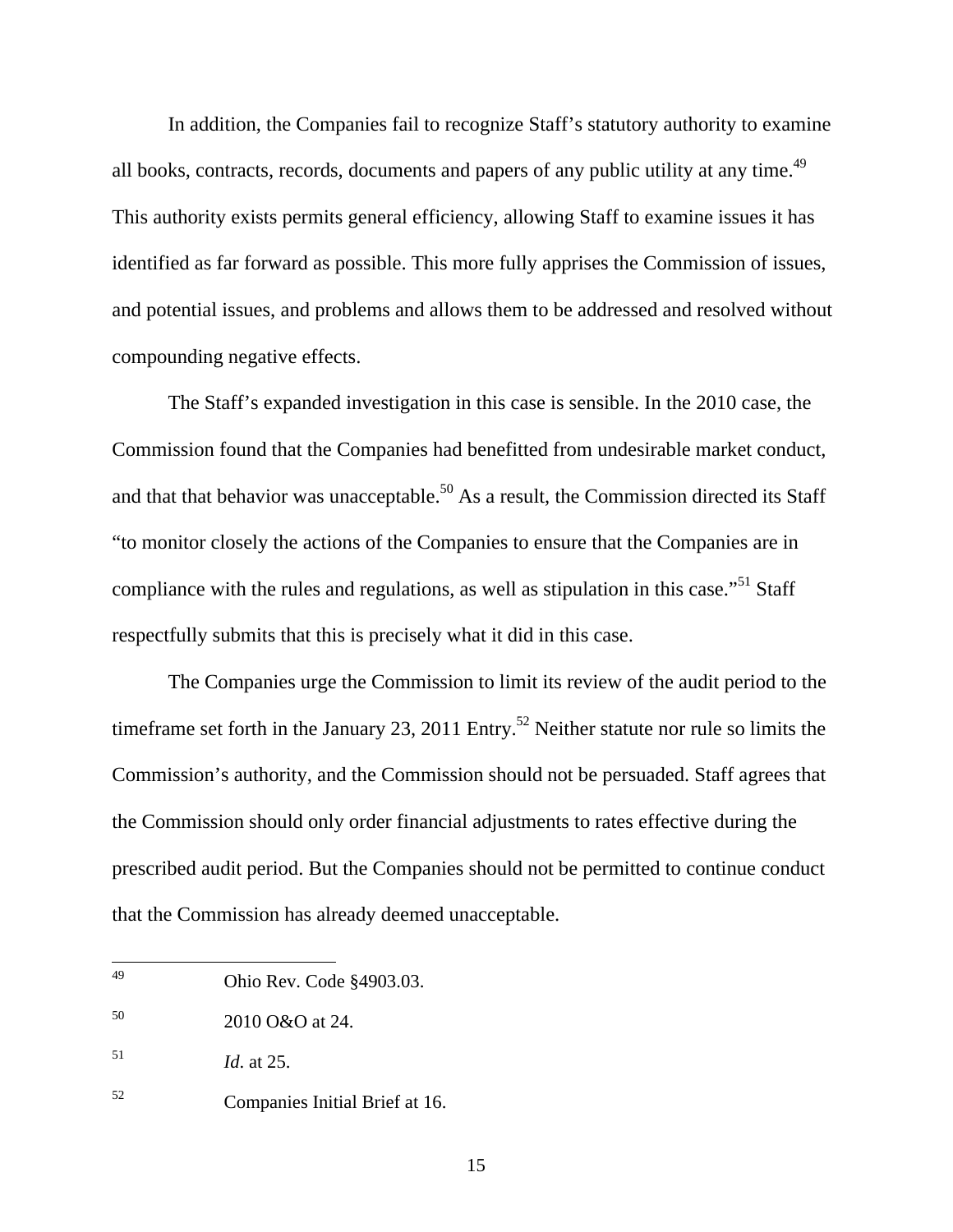In addition, the Companies fail to recognize Staff's statutory authority to examine all books, contracts, records, documents and papers of any public utility at any time.[49] This authority exists permits general efficiency, allowing Staff to examine issues it has identified as far forward as possible. This more fully apprises the Commission of issues, and potential issues, and problems and allows them to be addressed and resolved without compounding negative effects.

The Staff's expanded investigation in this case is sensible. In the 2010 case, the Commission found that the Companies had benefitted from undesirable market conduct, and that that behavior was unacceptable.[50] As a result, the Commission directed its Staff "to monitor closely the actions of the Companies to ensure that the Companies are in compliance with the rules and regulations, as well as stipulation in this case."[51] Staff respectfully submits that this is precisely what it did in this case.

The Companies urge the Commission to limit its review of the audit period to the timeframe set forth in the January 23, 2011 Entry.[52] Neither statute nor rule so limits the Commission's authority, and the Commission should not be persuaded. Staff agrees that the Commission should only order financial adjustments to rates effective during the prescribed audit period. But the Companies should not be permitted to continue conduct that the Commission has already deemed unacceptable.

---

[49] Ohio Rev. Code §4903.03.

[50] 2010 O&O at 24.

[51] *Id.* at 25.

[52] Companies Initial Brief at 16.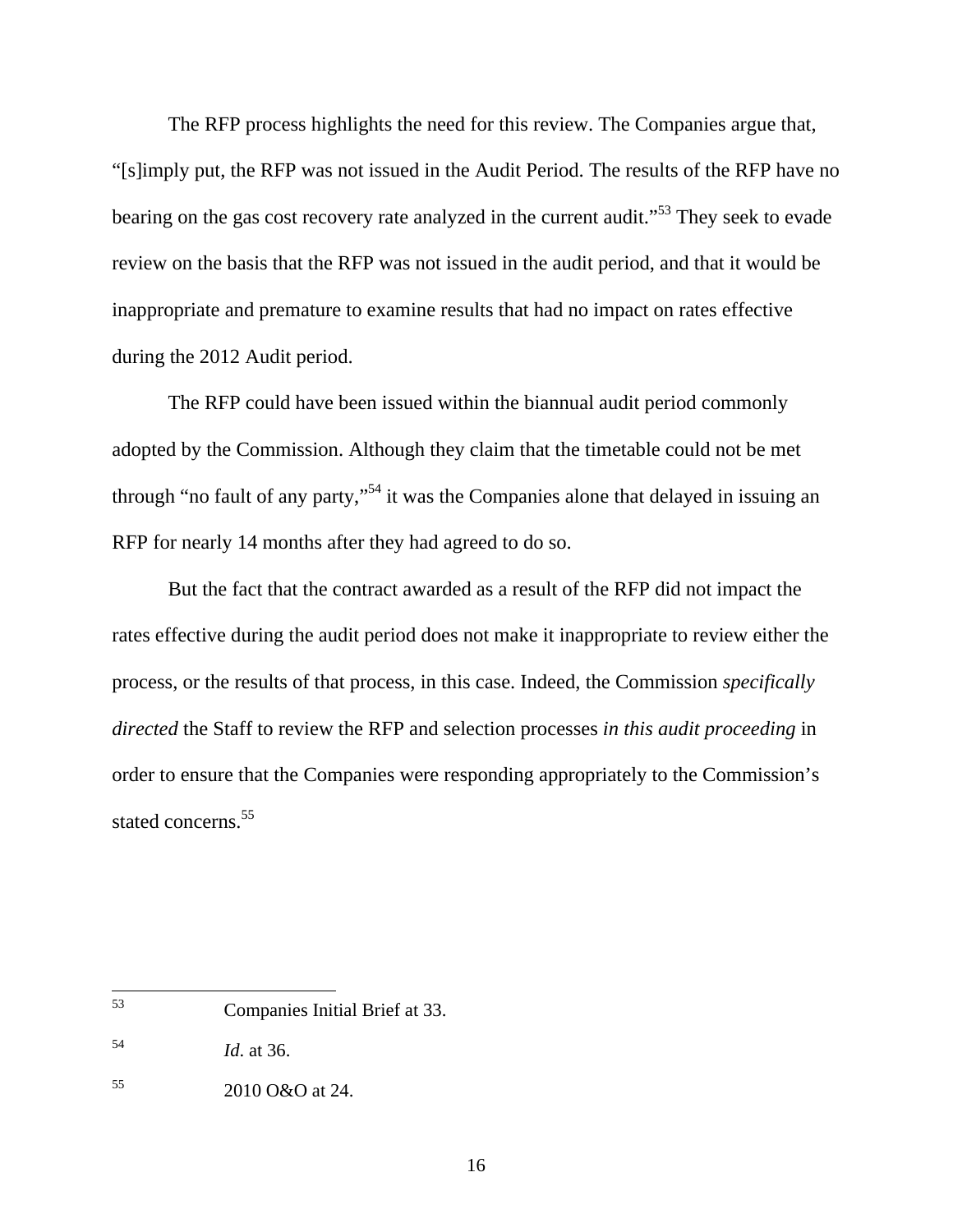The RFP process highlights the need for this review. The Companies argue that, "[s]imply put, the RFP was not issued in the Audit Period. The results of the RFP have no bearing on the gas cost recovery rate analyzed in the current audit."[53] They seek to evade review on the basis that the RFP was not issued in the audit period, and that it would be inappropriate and premature to examine results that had no impact on rates effective during the 2012 Audit period.

The RFP could have been issued within the biannual audit period commonly adopted by the Commission. Although they claim that the timetable could not be met through "no fault of any party,"[54] it was the Companies alone that delayed in issuing an RFP for nearly 14 months after they had agreed to do so.

But the fact that the contract awarded as a result of the RFP did not impact the rates effective during the audit period does not make it inappropriate to review either the process, or the results of that process, in this case. Indeed, the Commission *specifically directed* the Staff to review the RFP and selection processes *in this audit proceeding* in order to ensure that the Companies were responding appropriately to the Commission's stated concerns.[55]

---

[53] Companies Initial Brief at 33.

[54] *Id.* at 36.

[55] 2010 O&O at 24.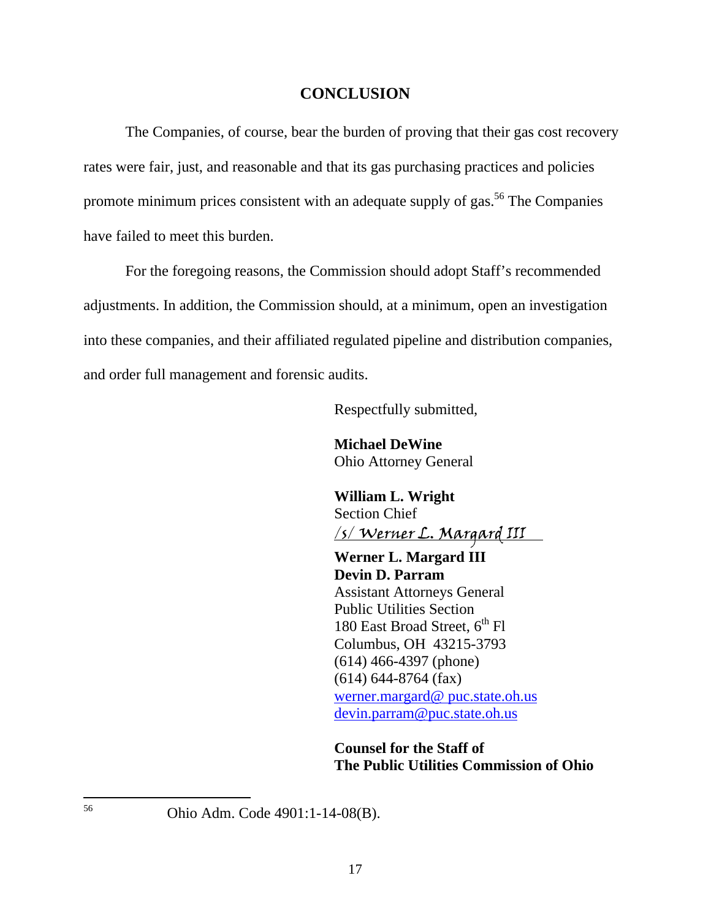## CONCLUSION

The Companies, of course, bear the burden of proving that their gas cost recovery rates were fair, just, and reasonable and that its gas purchasing practices and policies promote minimum prices consistent with an adequate supply of gas.[56] The Companies have failed to meet this burden.

For the foregoing reasons, the Commission should adopt Staff's recommended adjustments. In addition, the Commission should, at a minimum, open an investigation into these companies, and their affiliated regulated pipeline and distribution companies, and order full management and forensic audits.

Respectfully submitted,

**Michael DeWine**
Ohio Attorney General

**William L. Wright**
Section Chief

/s/ Werner L. Margard III

**Werner L. Margard III**
**Devin D. Parram**
Assistant Attorneys General
Public Utilities Section
180 East Broad Street, 6th Fl
Columbus, OH 43215-3793
(614) 466-4397 (phone)
(614) 644-8764 (fax)
werner.margard@ puc.state.oh.us
devin.parram@puc.state.oh.us

**Counsel for the Staff of**
**The Public Utilities Commission of Ohio**

---

[56] Ohio Adm. Code 4901:1-14-08(B).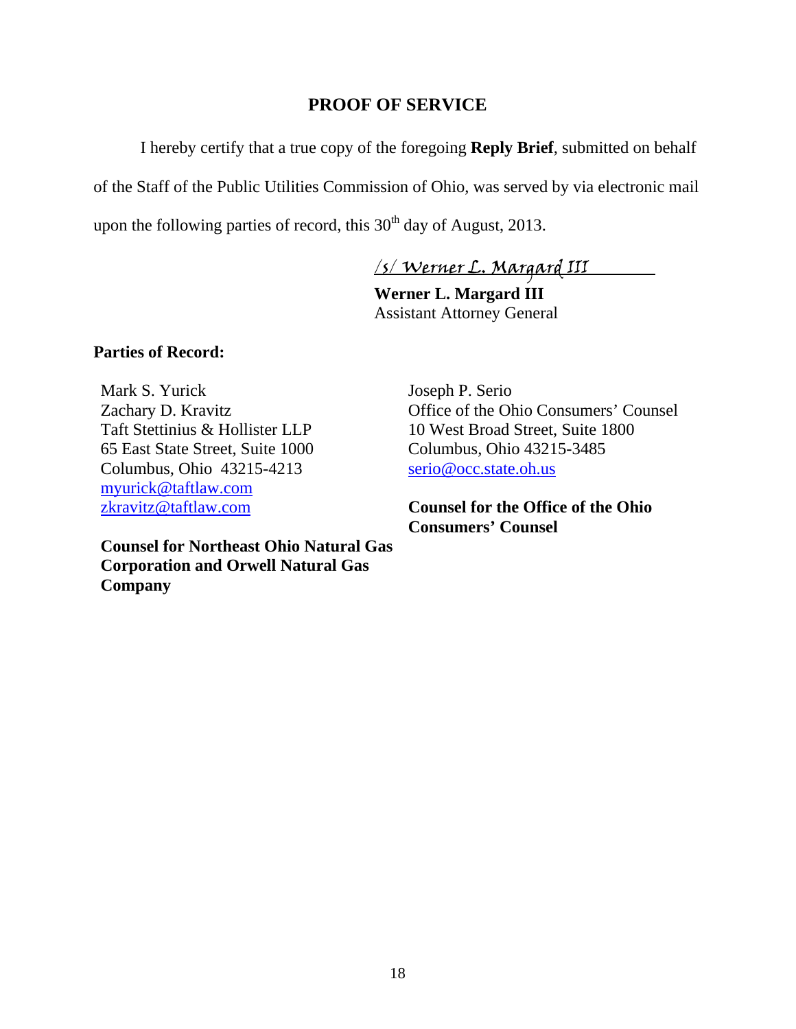## PROOF OF SERVICE

I hereby certify that a true copy of the foregoing **Reply Brief**, submitted on behalf of the Staff of the Public Utilities Commission of Ohio, was served by via electronic mail upon the following parties of record, this 30th day of August, 2013.

*/s/ Werner L. Margard III*

**Werner L. Margard III**
Assistant Attorney General

**Parties of Record:**

Mark S. Yurick
Zachary D. Kravitz
Taft Stettinius & Hollister LLP
65 East State Street, Suite 1000
Columbus, Ohio 43215-4213
myurick@taftlaw.com
zkravitz@taftlaw.com

**Counsel for Northeast Ohio Natural Gas Corporation and Orwell Natural Gas Company**

Joseph P. Serio
Office of the Ohio Consumers' Counsel
10 West Broad Street, Suite 1800
Columbus, Ohio 43215-3485
serio@occ.state.oh.us

**Counsel for the Office of the Ohio Consumers' Counsel**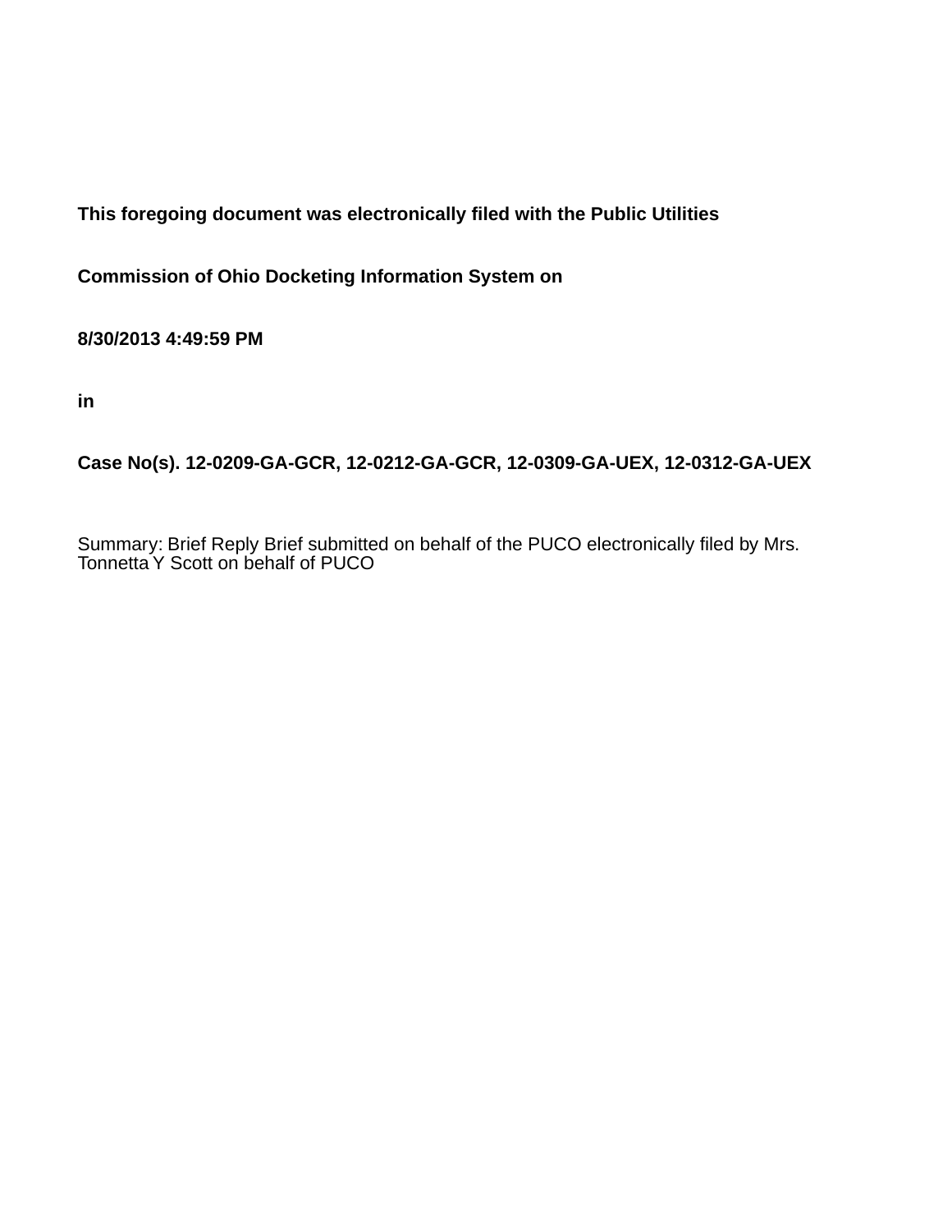**This foregoing document was electronically filed with the Public Utilities**

**Commission of Ohio Docketing Information System on**

**8/30/2013 4:49:59 PM**

**in**

**Case No(s). 12-0209-GA-GCR, 12-0212-GA-GCR, 12-0309-GA-UEX, 12-0312-GA-UEX**

Summary: Brief Reply Brief submitted on behalf of the PUCO electronically filed by Mrs. Tonnetta Y Scott on behalf of PUCO